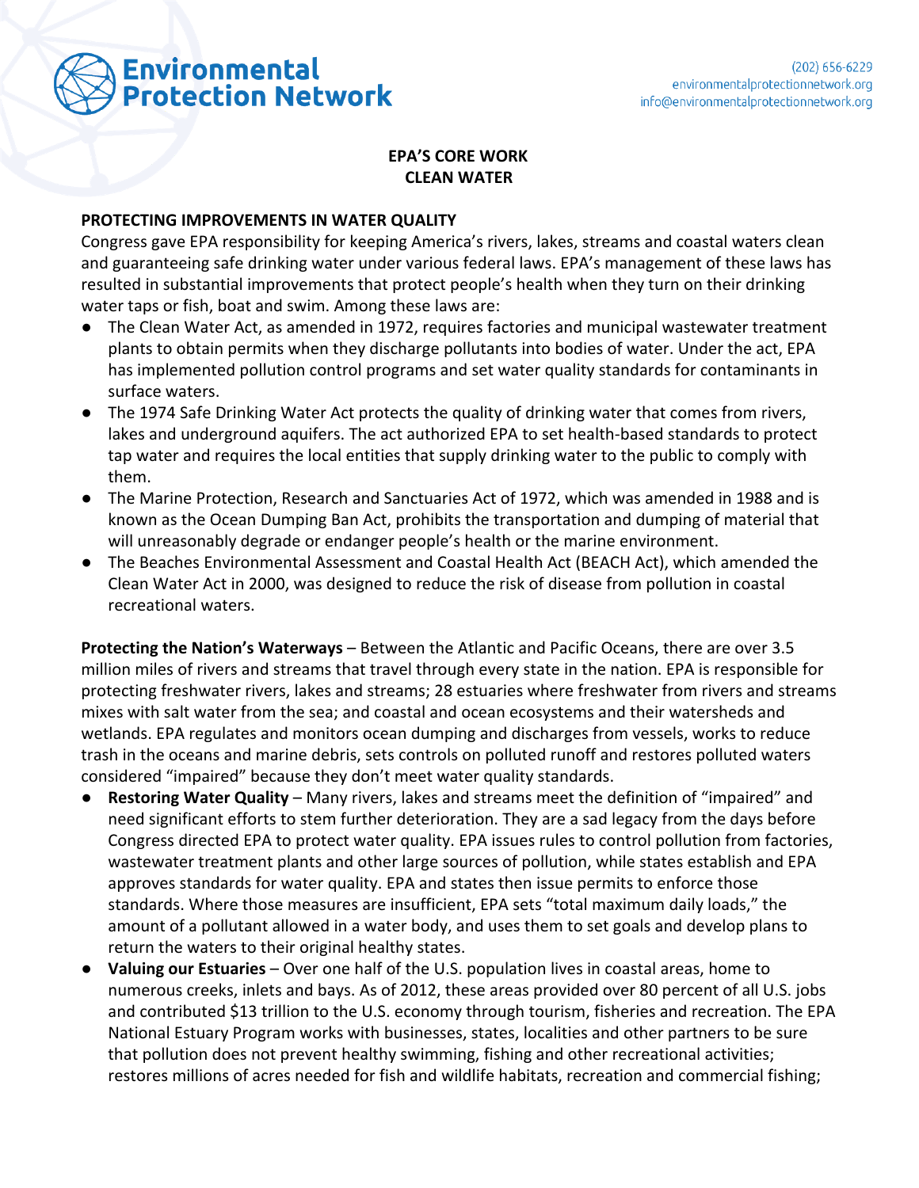**Environmental Protection Network**

(202) 656-6229
environmentalprotectionnetwork.org
info@environmentalprotectionnetwork.org

# EPA'S CORE WORK
# CLEAN WATER

## PROTECTING IMPROVEMENTS IN WATER QUALITY

Congress gave EPA responsibility for keeping America's rivers, lakes, streams and coastal waters clean and guaranteeing safe drinking water under various federal laws. EPA's management of these laws has resulted in substantial improvements that protect people's health when they turn on their drinking water taps or fish, boat and swim. Among these laws are:

- The Clean Water Act, as amended in 1972, requires factories and municipal wastewater treatment plants to obtain permits when they discharge pollutants into bodies of water. Under the act, EPA has implemented pollution control programs and set water quality standards for contaminants in surface waters.
- The 1974 Safe Drinking Water Act protects the quality of drinking water that comes from rivers, lakes and underground aquifers. The act authorized EPA to set health-based standards to protect tap water and requires the local entities that supply drinking water to the public to comply with them.
- The Marine Protection, Research and Sanctuaries Act of 1972, which was amended in 1988 and is known as the Ocean Dumping Ban Act, prohibits the transportation and dumping of material that will unreasonably degrade or endanger people's health or the marine environment.
- The Beaches Environmental Assessment and Coastal Health Act (BEACH Act), which amended the Clean Water Act in 2000, was designed to reduce the risk of disease from pollution in coastal recreational waters.

**Protecting the Nation's Waterways** – Between the Atlantic and Pacific Oceans, there are over 3.5 million miles of rivers and streams that travel through every state in the nation. EPA is responsible for protecting freshwater rivers, lakes and streams; 28 estuaries where freshwater from rivers and streams mixes with salt water from the sea; and coastal and ocean ecosystems and their watersheds and wetlands. EPA regulates and monitors ocean dumping and discharges from vessels, works to reduce trash in the oceans and marine debris, sets controls on polluted runoff and restores polluted waters considered "impaired" because they don't meet water quality standards.

- **Restoring Water Quality** – Many rivers, lakes and streams meet the definition of "impaired" and need significant efforts to stem further deterioration. They are a sad legacy from the days before Congress directed EPA to protect water quality. EPA issues rules to control pollution from factories, wastewater treatment plants and other large sources of pollution, while states establish and EPA approves standards for water quality. EPA and states then issue permits to enforce those standards. Where those measures are insufficient, EPA sets "total maximum daily loads," the amount of a pollutant allowed in a water body, and uses them to set goals and develop plans to return the waters to their original healthy states.
- **Valuing our Estuaries** – Over one half of the U.S. population lives in coastal areas, home to numerous creeks, inlets and bays. As of 2012, these areas provided over 80 percent of all U.S. jobs and contributed $13 trillion to the U.S. economy through tourism, fisheries and recreation. The EPA National Estuary Program works with businesses, states, localities and other partners to be sure that pollution does not prevent healthy swimming, fishing and other recreational activities; restores millions of acres needed for fish and wildlife habitats, recreation and commercial fishing;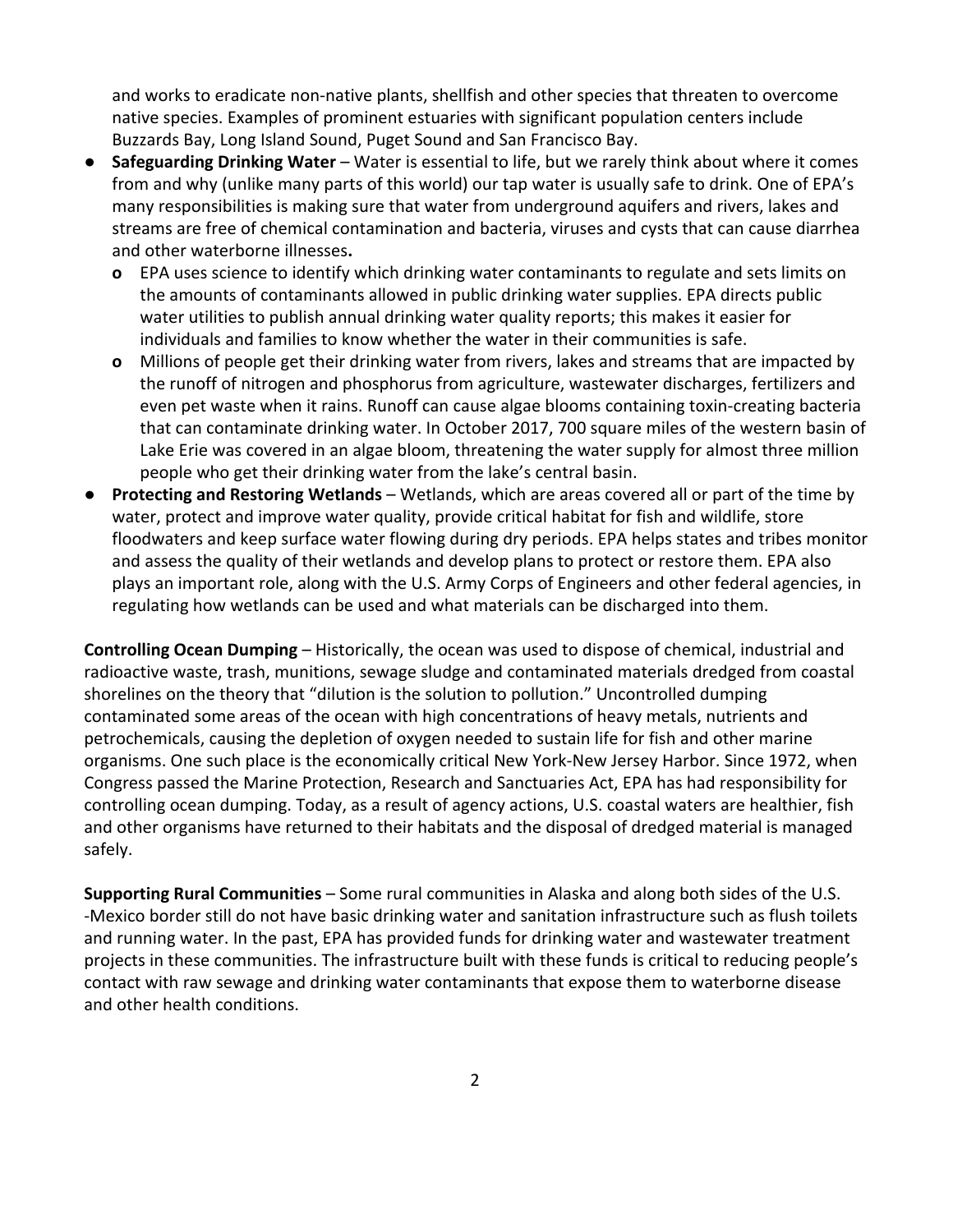and works to eradicate non-native plants, shellfish and other species that threaten to overcome native species. Examples of prominent estuaries with significant population centers include Buzzards Bay, Long Island Sound, Puget Sound and San Francisco Bay.

- **Safeguarding Drinking Water** – Water is essential to life, but we rarely think about where it comes from and why (unlike many parts of this world) our tap water is usually safe to drink. One of EPA's many responsibilities is making sure that water from underground aquifers and rivers, lakes and streams are free of chemical contamination and bacteria, viruses and cysts that can cause diarrhea and other waterborne illnesses**.**
    - EPA uses science to identify which drinking water contaminants to regulate and sets limits on the amounts of contaminants allowed in public drinking water supplies. EPA directs public water utilities to publish annual drinking water quality reports; this makes it easier for individuals and families to know whether the water in their communities is safe.
    - Millions of people get their drinking water from rivers, lakes and streams that are impacted by the runoff of nitrogen and phosphorus from agriculture, wastewater discharges, fertilizers and even pet waste when it rains. Runoff can cause algae blooms containing toxin-creating bacteria that can contaminate drinking water. In October 2017, 700 square miles of the western basin of Lake Erie was covered in an algae bloom, threatening the water supply for almost three million people who get their drinking water from the lake's central basin.
- **Protecting and Restoring Wetlands** – Wetlands, which are areas covered all or part of the time by water, protect and improve water quality, provide critical habitat for fish and wildlife, store floodwaters and keep surface water flowing during dry periods. EPA helps states and tribes monitor and assess the quality of their wetlands and develop plans to protect or restore them. EPA also plays an important role, along with the U.S. Army Corps of Engineers and other federal agencies, in regulating how wetlands can be used and what materials can be discharged into them.

**Controlling Ocean Dumping** – Historically, the ocean was used to dispose of chemical, industrial and radioactive waste, trash, munitions, sewage sludge and contaminated materials dredged from coastal shorelines on the theory that "dilution is the solution to pollution." Uncontrolled dumping contaminated some areas of the ocean with high concentrations of heavy metals, nutrients and petrochemicals, causing the depletion of oxygen needed to sustain life for fish and other marine organisms. One such place is the economically critical New York-New Jersey Harbor. Since 1972, when Congress passed the Marine Protection, Research and Sanctuaries Act, EPA has had responsibility for controlling ocean dumping. Today, as a result of agency actions, U.S. coastal waters are healthier, fish and other organisms have returned to their habitats and the disposal of dredged material is managed safely.

**Supporting Rural Communities** – Some rural communities in Alaska and along both sides of the U.S. -Mexico border still do not have basic drinking water and sanitation infrastructure such as flush toilets and running water. In the past, EPA has provided funds for drinking water and wastewater treatment projects in these communities. The infrastructure built with these funds is critical to reducing people's contact with raw sewage and drinking water contaminants that expose them to waterborne disease and other health conditions.